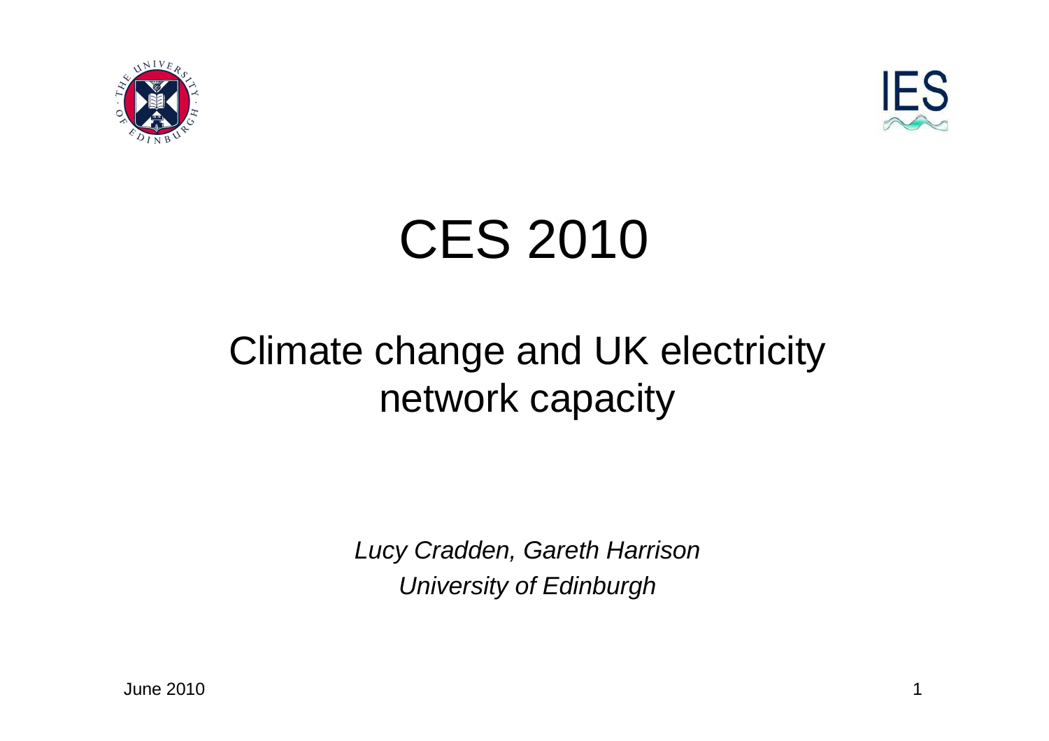# CES 2010

## Climate change and UK electricity network capacity

*Lucy Cradden, Gareth Harrison*

*University of Edinburgh*

June 2010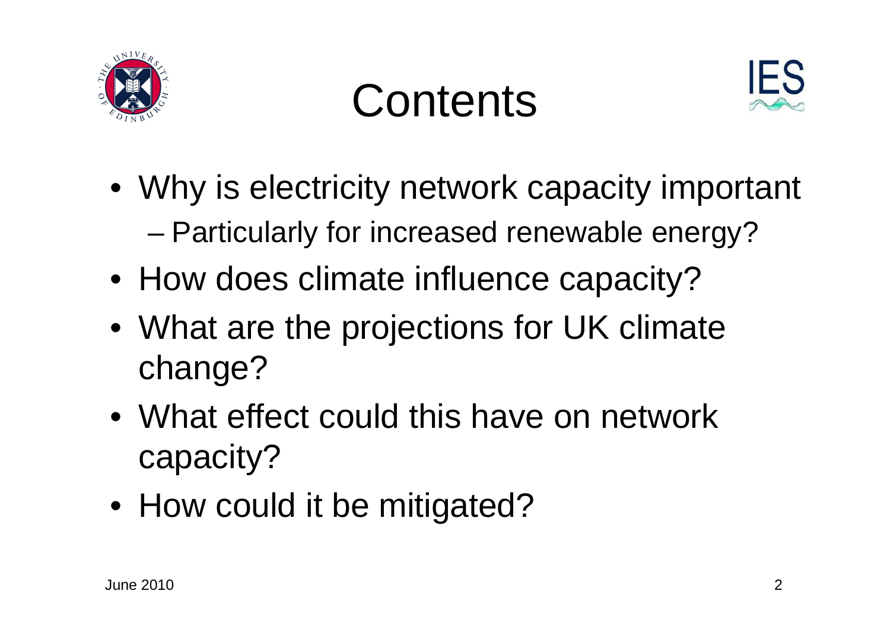# Contents

- Why is electricity network capacity important
  - Particularly for increased renewable energy?
- How does climate influence capacity?
- What are the projections for UK climate change?
- What effect could this have on network capacity?
- How could it be mitigated?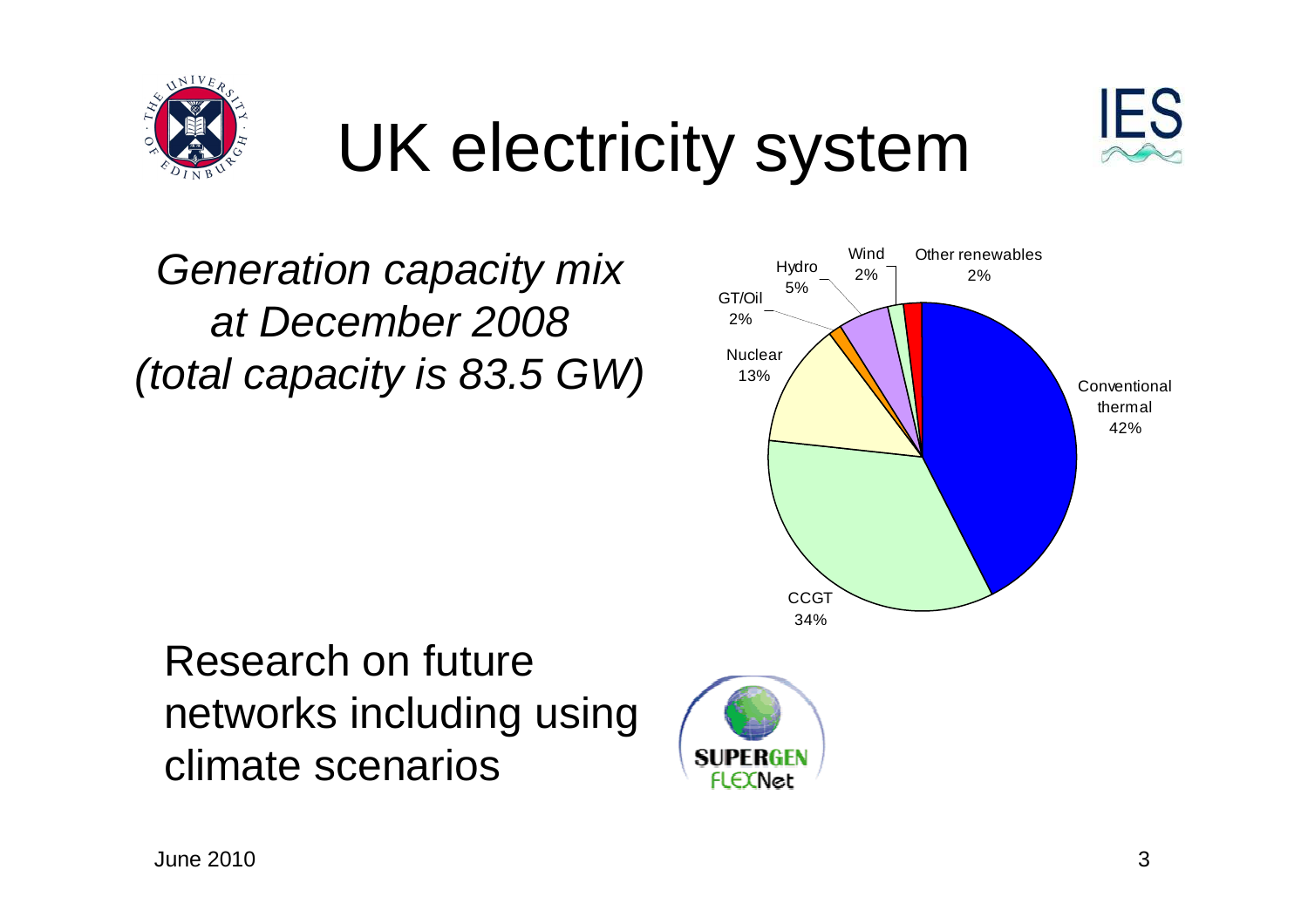# UK electricity system

*Generation capacity mix at December 2008 (total capacity is 83.5 GW)*

| Source | Share |
|---|---|
| Conventional thermal | 42% |
| CCGT | 34% |
| Nuclear | 13% |
| GT/Oil | 2% |
| Hydro | 5% |
| Wind | 2% |
| Other renewables | 2% |

Research on future networks including using climate scenarios

SUPERGEN FLEXNet

June 2010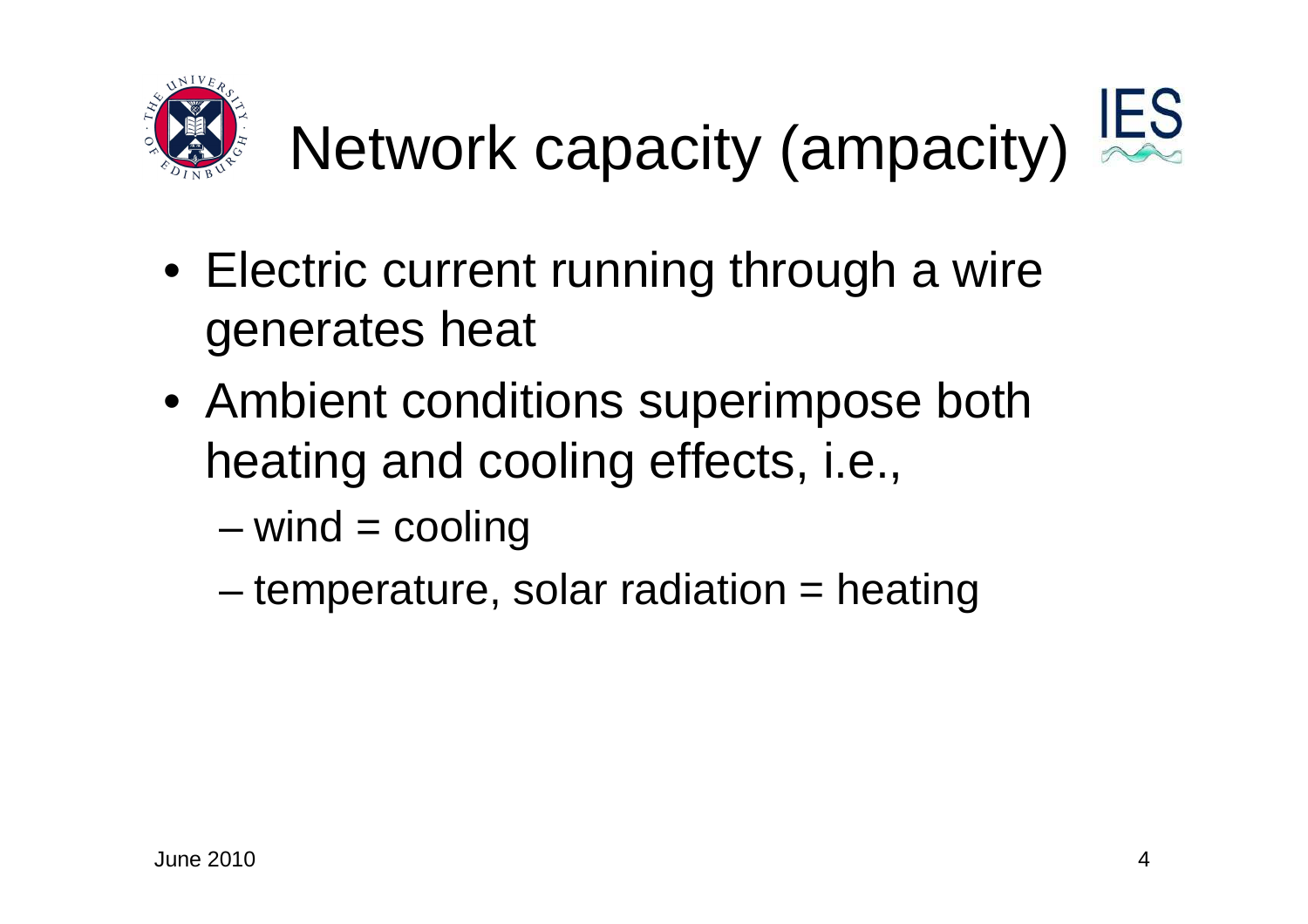# Network capacity (ampacity)

- Electric current running through a wire generates heat
- Ambient conditions superimpose both heating and cooling effects, i.e.,
  - wind = cooling
  - temperature, solar radiation = heating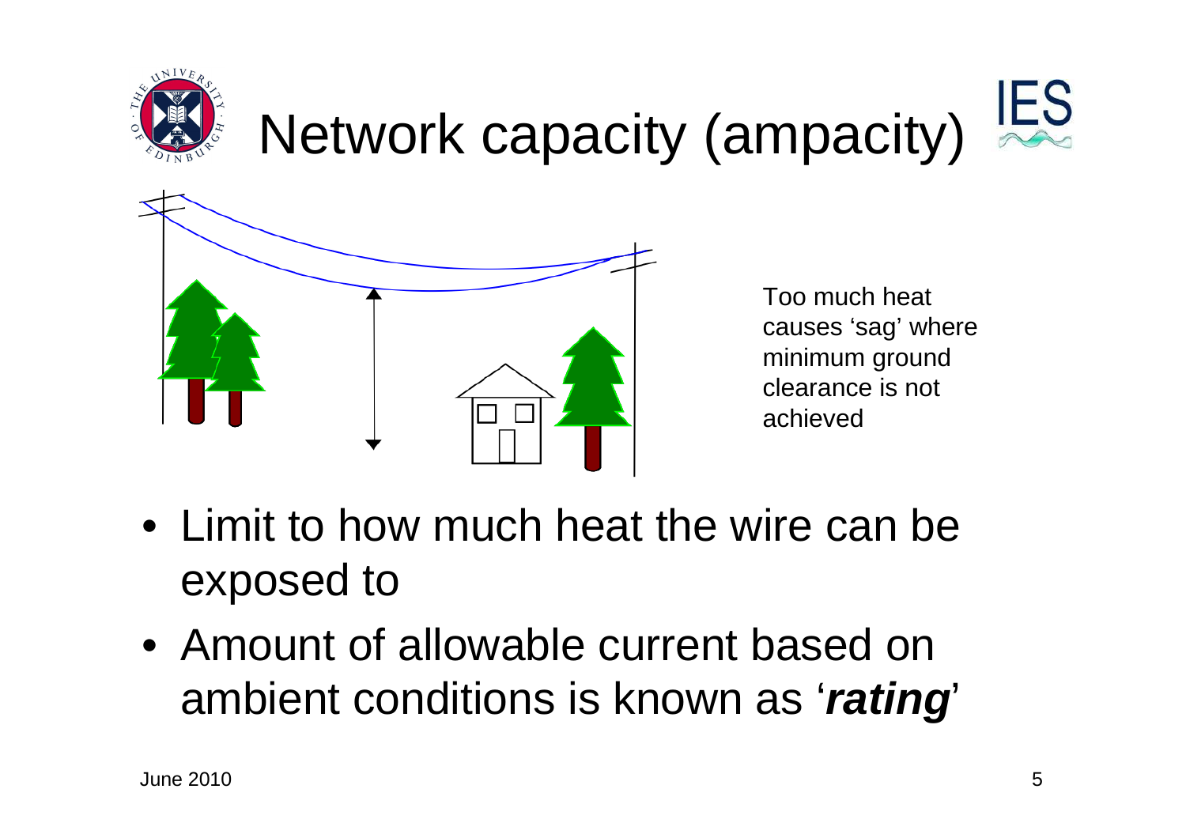# Network capacity (ampacity)

Too much heat causes 'sag' where minimum ground clearance is not achieved

- Limit to how much heat the wire can be exposed to
- Amount of allowable current based on ambient conditions is known as '***rating***'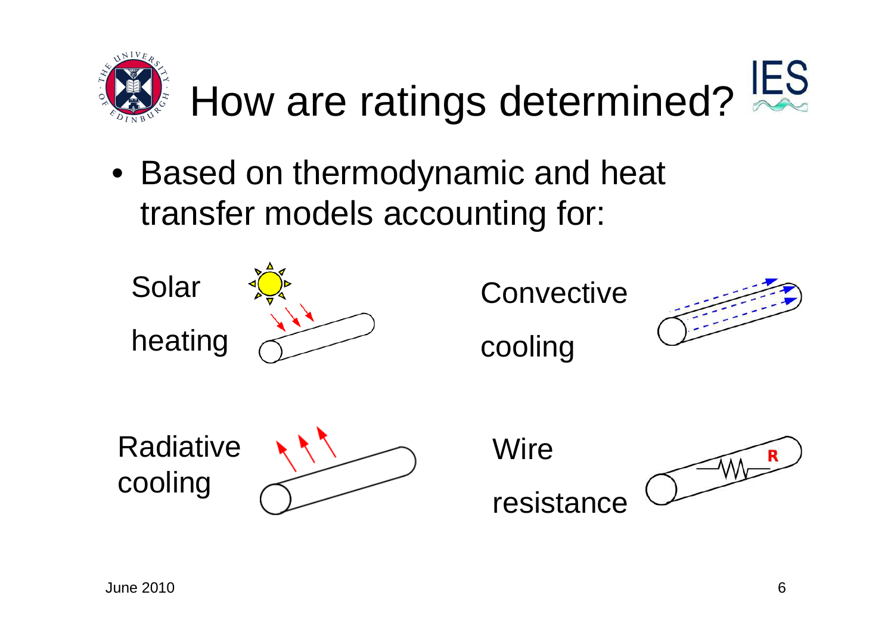# How are ratings determined?

- Based on thermodynamic and heat transfer models accounting for:

Solar heating

Convective cooling

Radiative cooling

Wire resistance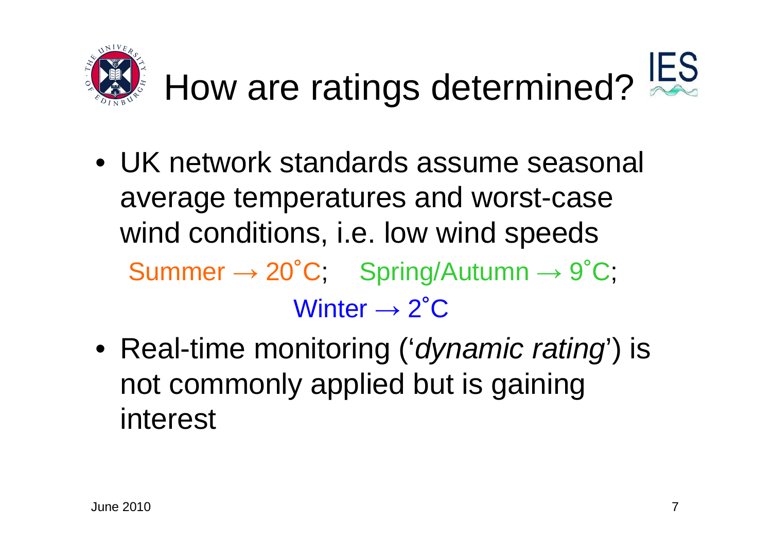# How are ratings determined?

- UK network standards assume seasonal average temperatures and worst-case wind conditions, i.e. low wind speeds

  Summer → 20˚C; Spring/Autumn → 9˚C; Winter → 2˚C

- Real-time monitoring ('*dynamic rating*') is not commonly applied but is gaining interest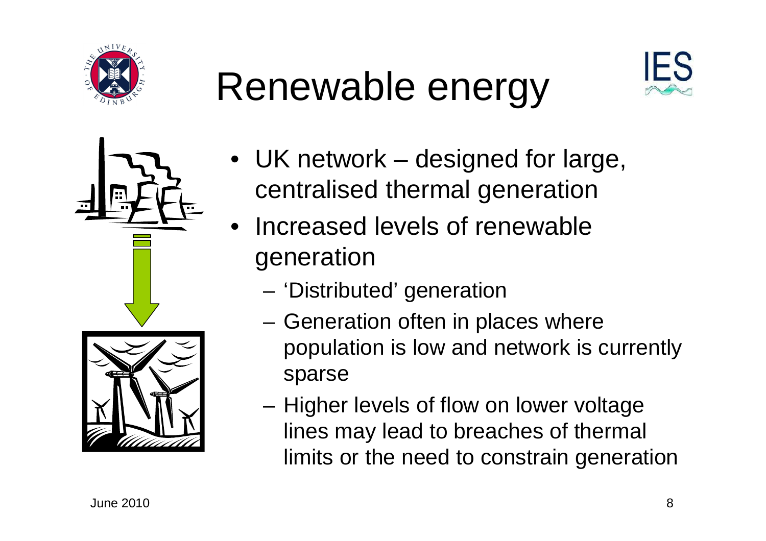# Renewable energy

- UK network – designed for large, centralised thermal generation
- Increased levels of renewable generation
  - 'Distributed' generation
  - Generation often in places where population is low and network is currently sparse
  - Higher levels of flow on lower voltage lines may lead to breaches of thermal limits or the need to constrain generation

June 2010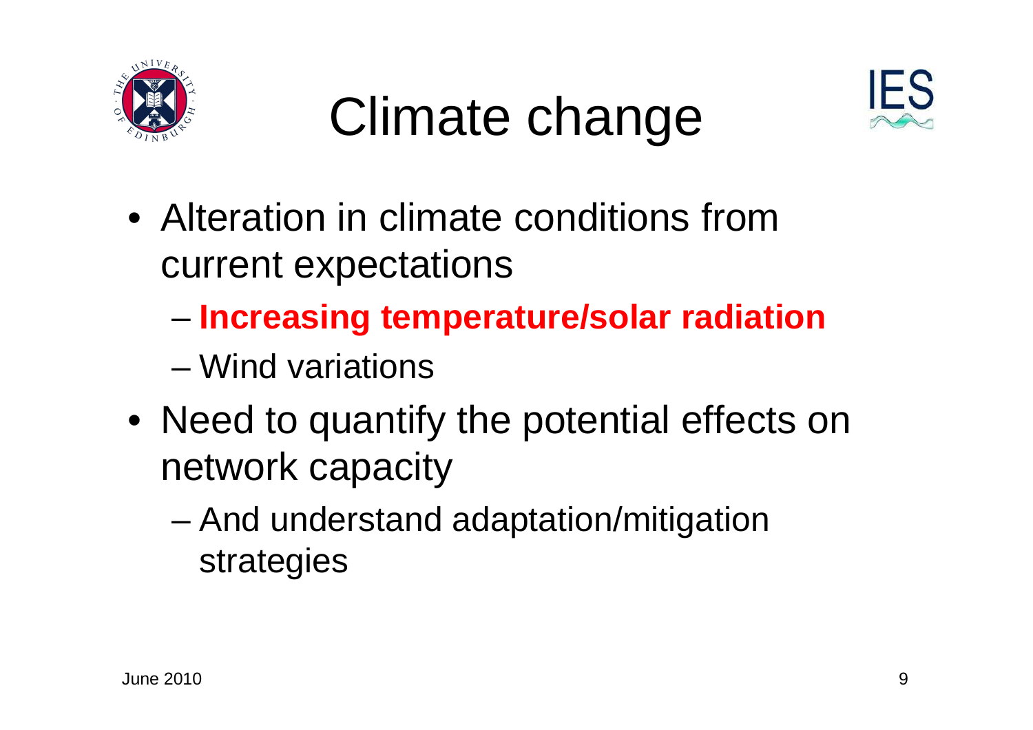# Climate change

- Alteration in climate conditions from current expectations
  - **Increasing temperature/solar radiation**
  - Wind variations
- Need to quantify the potential effects on network capacity
  - And understand adaptation/mitigation strategies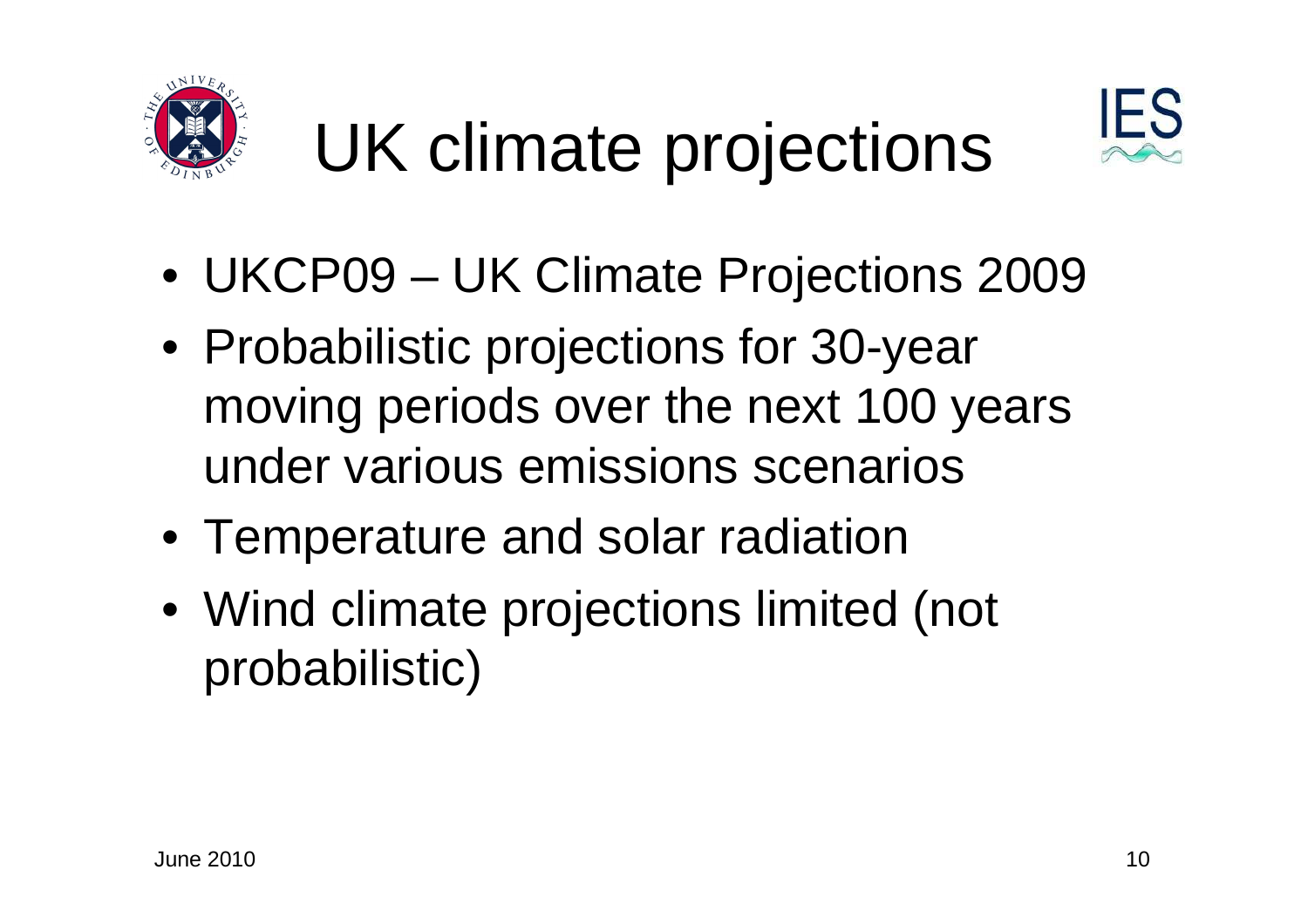# UK climate projections

- UKCP09 – UK Climate Projections 2009
- Probabilistic projections for 30-year moving periods over the next 100 years under various emissions scenarios
- Temperature and solar radiation
- Wind climate projections limited (not probabilistic)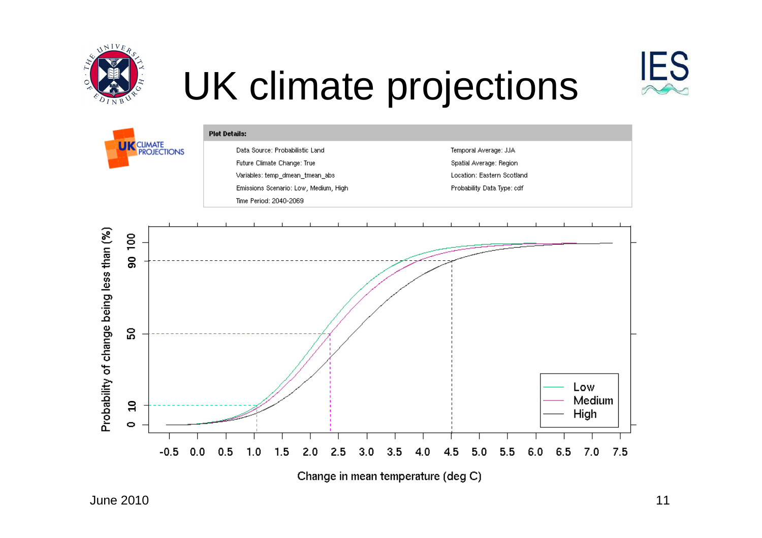# UK climate projections

UK CLIMATE PROJECTIONS

**Plot Details:**

| | |
|---|---|
| Data Source: Probabilistic Land | Temporal Average: JJA |
| Future Climate Change: True | Spatial Average: Region |
| Variables: temp_dmean_tmean_abs | Location: Eastern Scotland |
| Emissions Scenario: Low, Medium, High | Probability Data Type: cdf |
| Time Period: 2040-2069 | |

Probability of change being less than (%)

Change in mean temperature (deg C)

Low
Medium
High

June 2010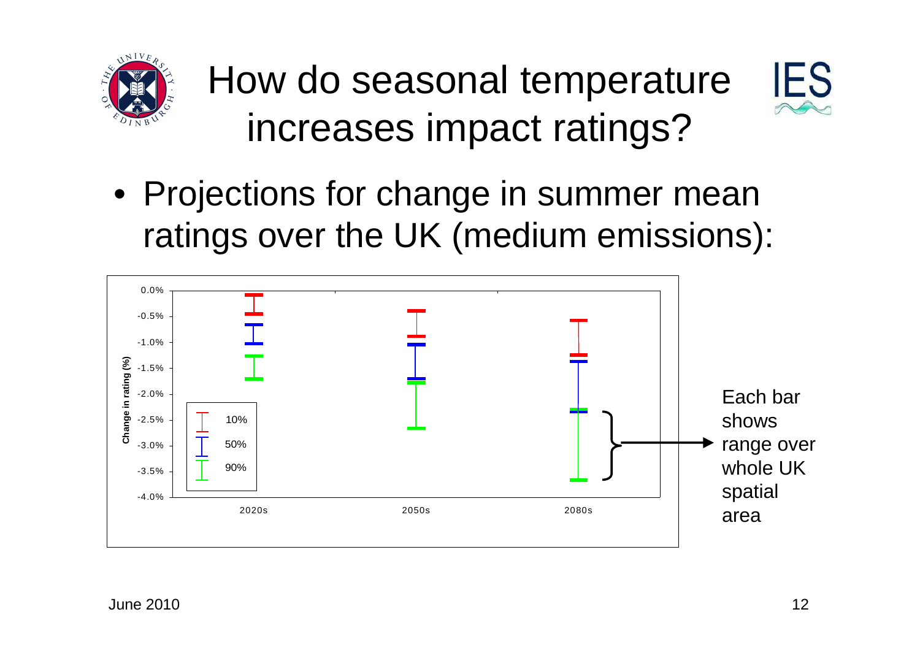# How do seasonal temperature increases impact ratings?

- Projections for change in summer mean ratings over the UK (medium emissions):

Each bar shows range over whole UK spatial area

June 2010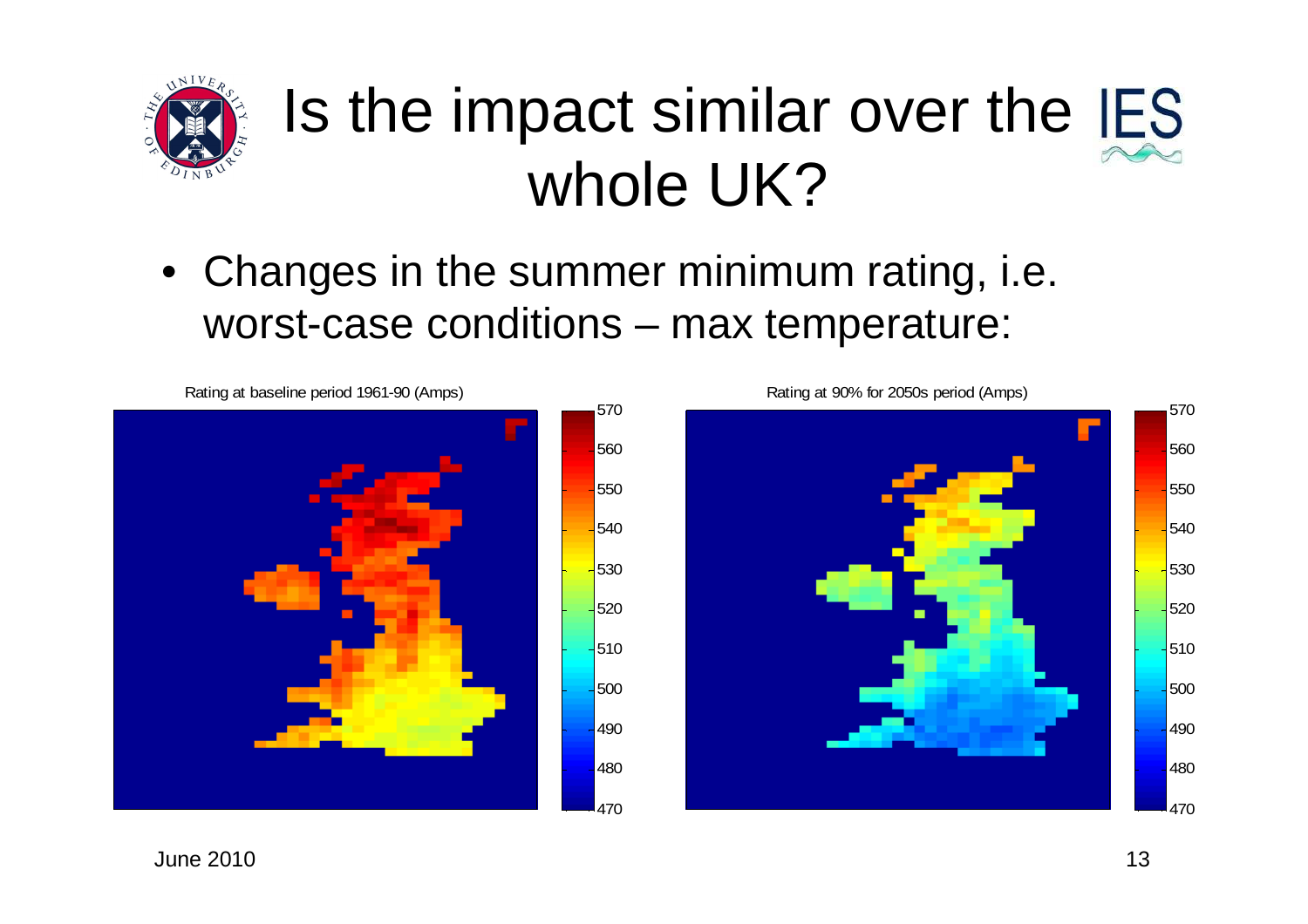# Is the impact similar over the whole UK?

- Changes in the summer minimum rating, i.e. worst-case conditions – max temperature:

Rating at baseline period 1961-90 (Amps)

Rating at 90% for 2050s period (Amps)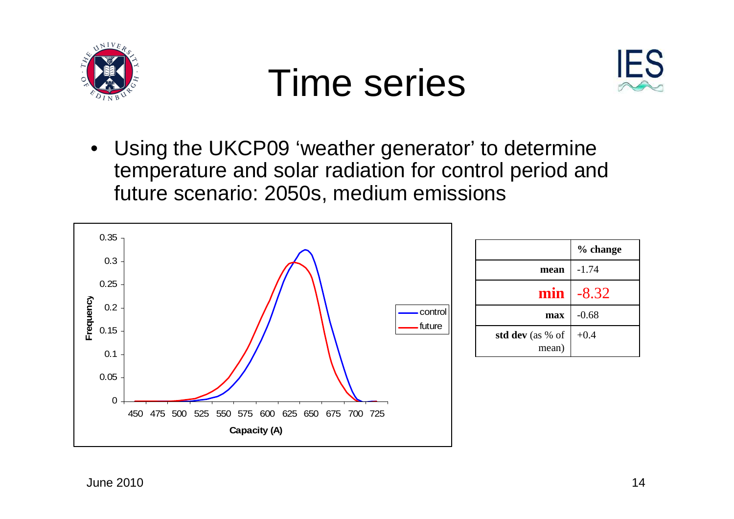# Time series

- Using the UKCP09 'weather generator' to determine temperature and solar radiation for control period and future scenario: 2050s, medium emissions

| | % change |
|---|---|
| **mean** | -1.74 |
| **min** | -8.32 |
| **max** | -0.68 |
| **std dev** (as % of mean) | +0.4 |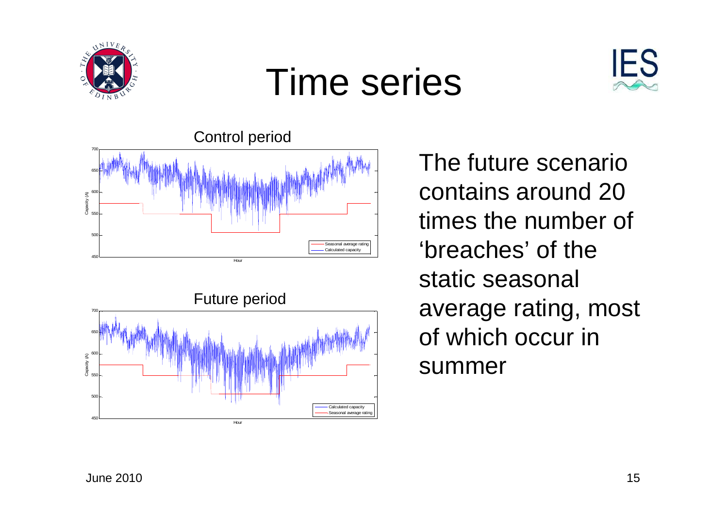# Time series

Control period

Future period

The future scenario contains around 20 times the number of 'breaches' of the static seasonal average rating, most of which occur in summer

June 2010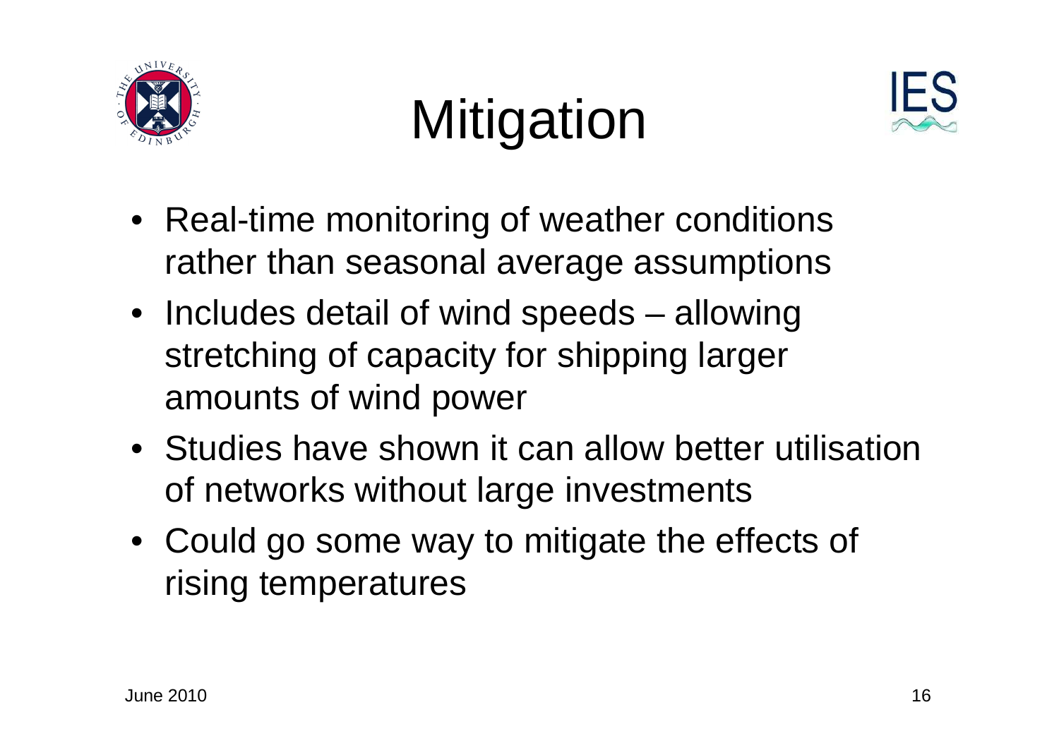# Mitigation

- Real-time monitoring of weather conditions rather than seasonal average assumptions
- Includes detail of wind speeds – allowing stretching of capacity for shipping larger amounts of wind power
- Studies have shown it can allow better utilisation of networks without large investments
- Could go some way to mitigate the effects of rising temperatures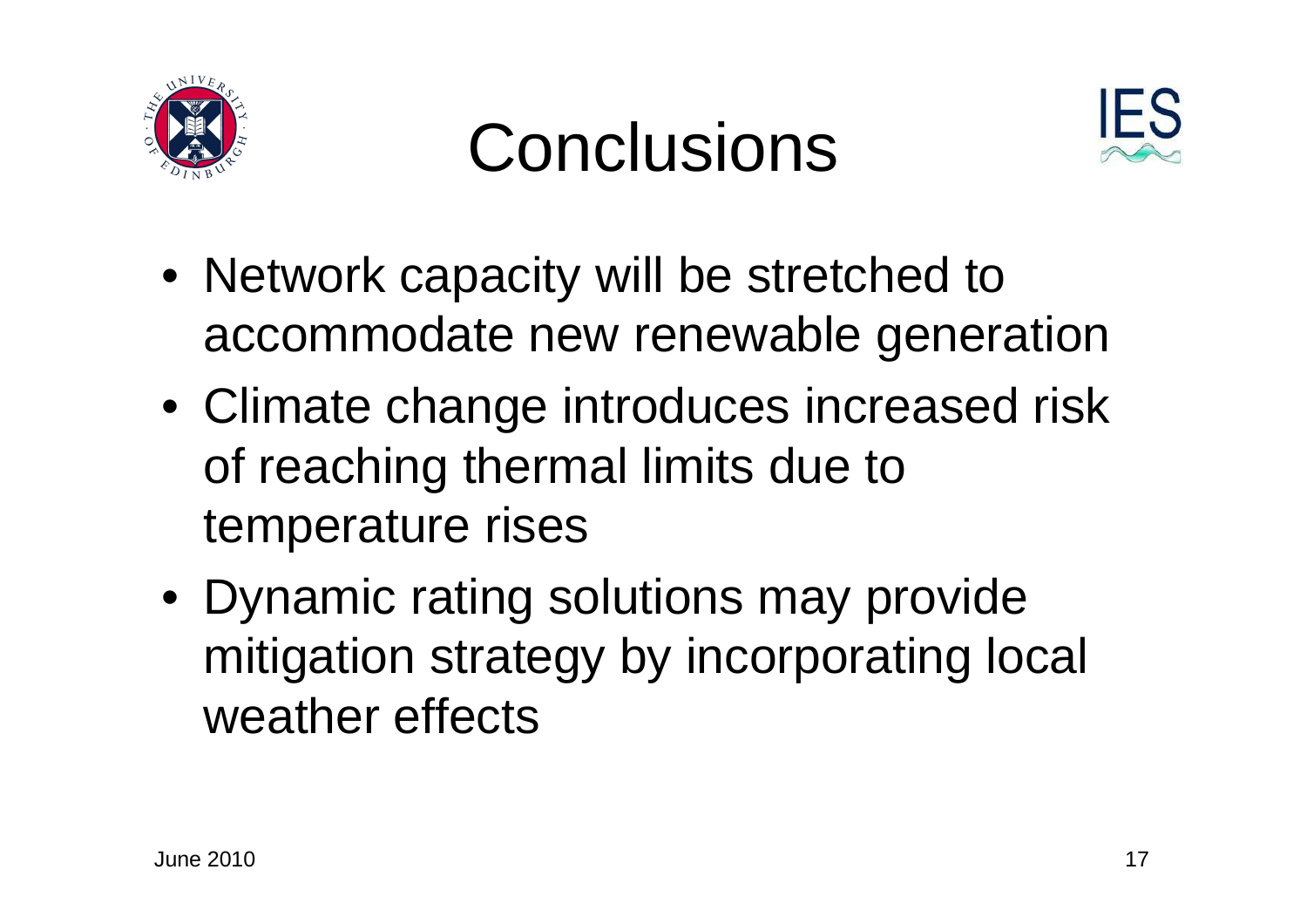# Conclusions

- Network capacity will be stretched to accommodate new renewable generation
- Climate change introduces increased risk of reaching thermal limits due to temperature rises
- Dynamic rating solutions may provide mitigation strategy by incorporating local weather effects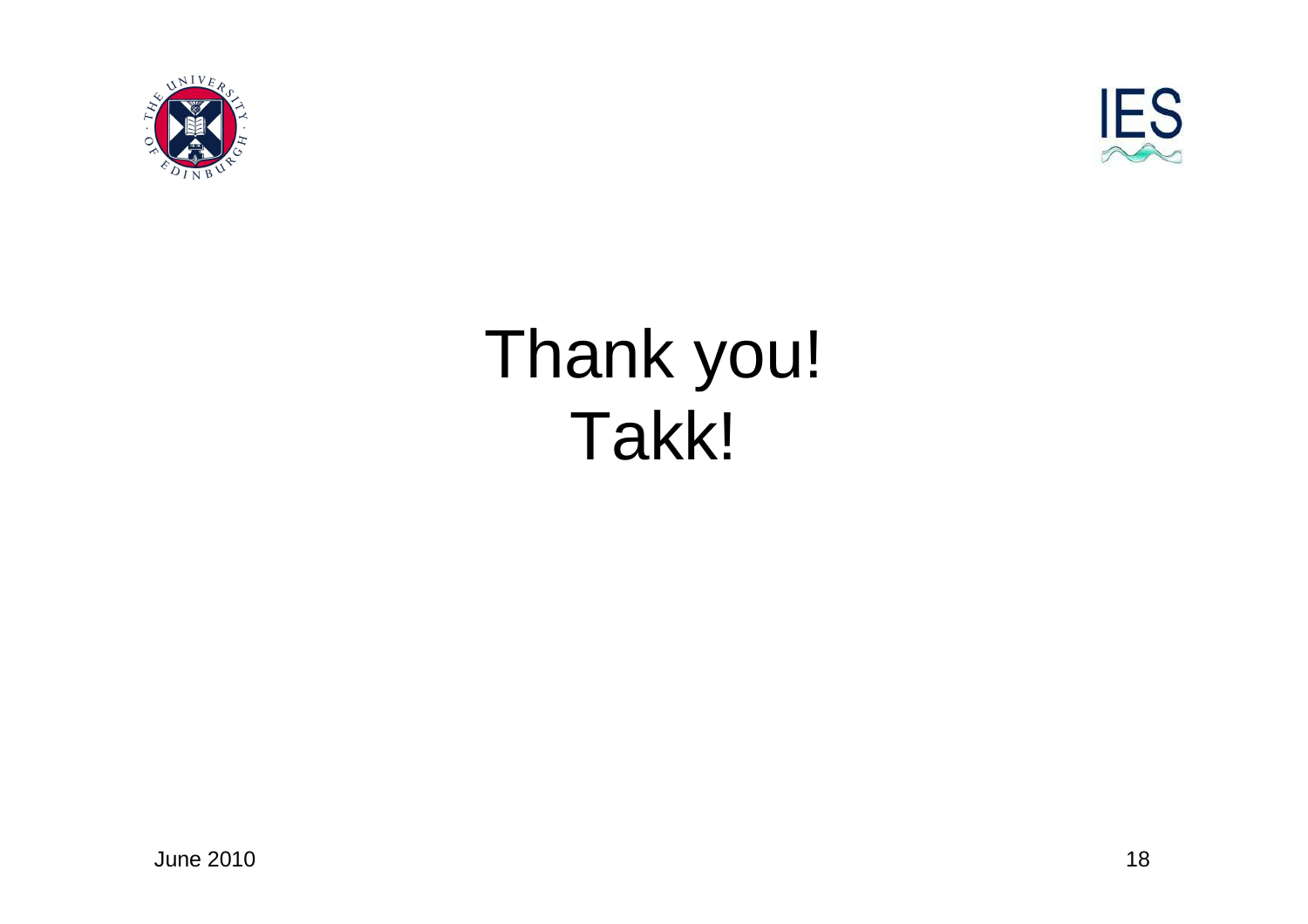# Thank you!
# Takk!